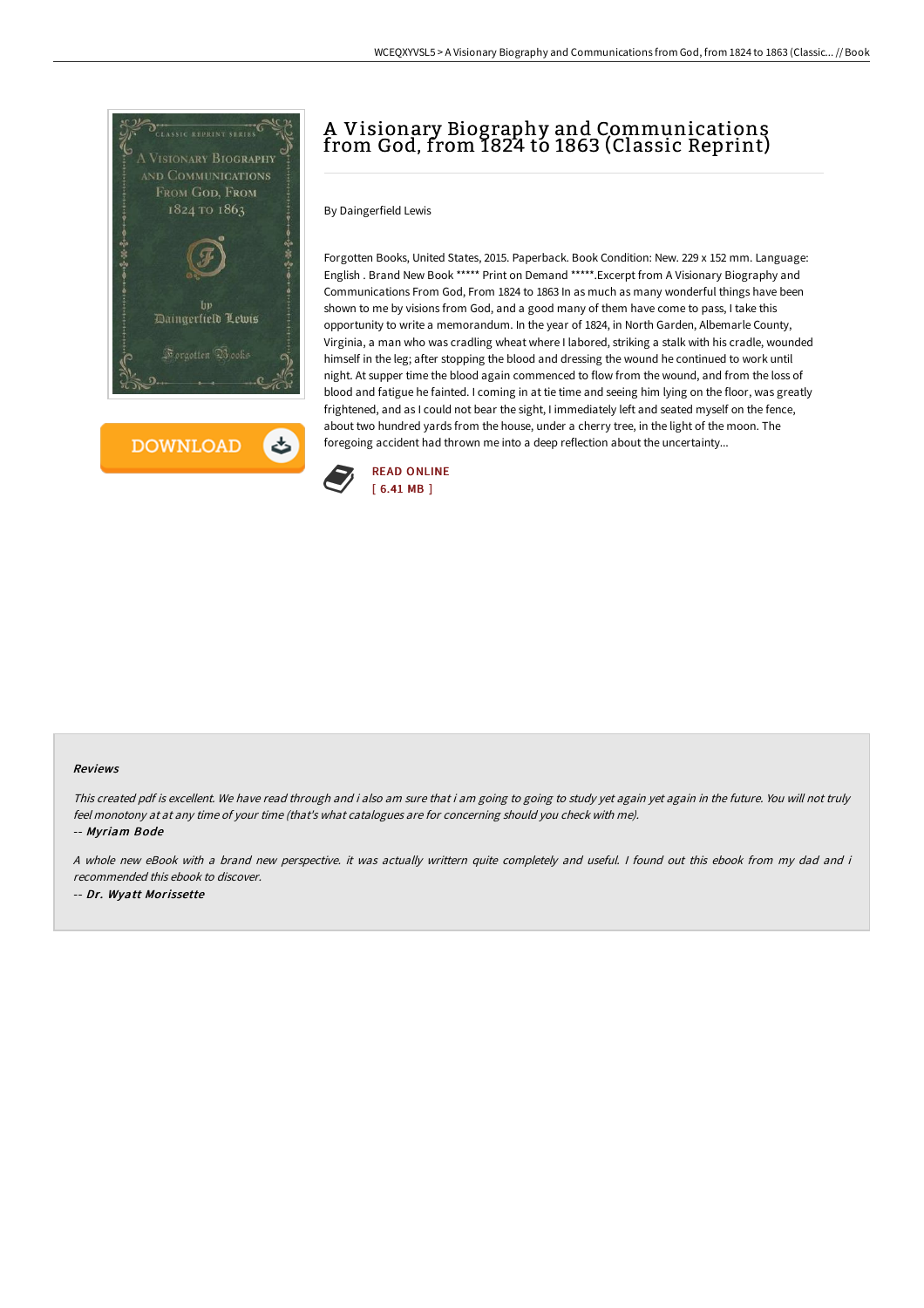# A Visionary Biography and Communications from God, from 1824 to 1863 (Classic Reprint)

By Daingerfield Lewis

Forgotten Books, United States, 2015. Paperback. Book Condition: New. 229 x 152 mm. Language: English . Brand New Book ***** Print on Demand *****.Excerpt from A Visionary Biography and Communications From God, From 1824 to 1863 In as much as many wonderful things have been shown to me by visions from God, and a good many of them have come to pass, I take this opportunity to write a memorandum. In the year of 1824, in North Garden, Albemarle County, Virginia, a man who was cradling wheat where I labored, striking a stalk with his cradle, wounded himself in the leg; after stopping the blood and dressing the wound he continued to work until night. At supper time the blood again commenced to flow from the wound, and from the loss of blood and fatigue he fainted. I coming in at tie time and seeing him lying on the floor, was greatly frightened, and as I could not bear the sight, I immediately left and seated myself on the fence, about two hundred yards from the house, under a cherry tree, in the light of the moon. The foregoing accident had thrown me into a deep reflection about the uncertainty...

READ ONLINE
[ 6.41 MB ]

### Reviews

*This created pdf is excellent. We have read through and i also am sure that i am going to going to study yet again yet again in the future. You will not truly feel monotony at at any time of your time (that's what catalogues are for concerning should you check with me).*

-- *Myriam Bode*

*A whole new eBook with a brand new perspective. it was actually writtern quite completely and useful. I found out this ebook from my dad and i recommended this ebook to discover.*

-- *Dr. Wyatt Morissette*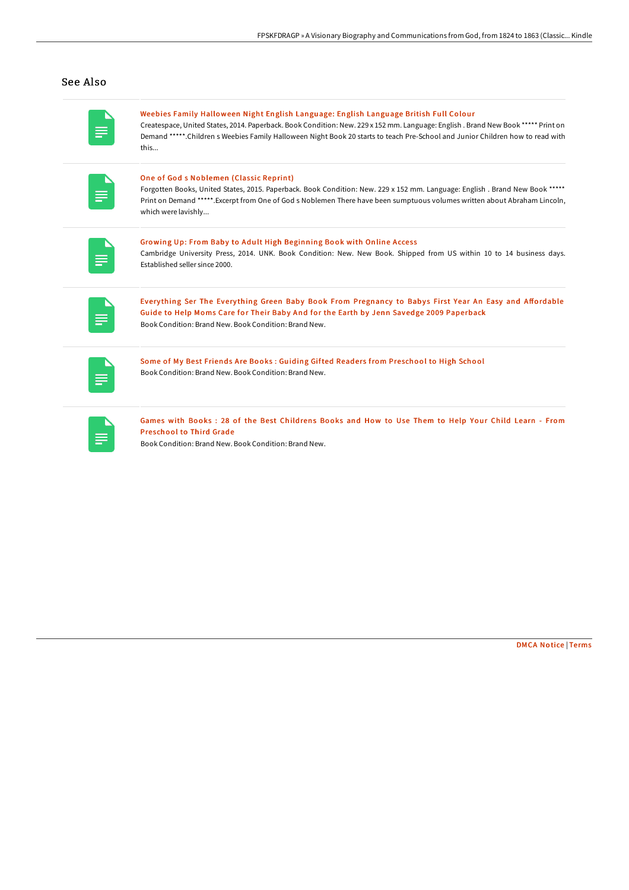## See Also

**Weebies Family Halloween Night English Language: English Language British Full Colour**

Createspace, United States, 2014. Paperback. Book Condition: New. 229 x 152 mm. Language: English . Brand New Book ***** Print on Demand *****.Children s Weebies Family Halloween Night Book 20 starts to teach Pre-School and Junior Children how to read with this...

**One of God s Noblemen (Classic Reprint)**

Forgotten Books, United States, 2015. Paperback. Book Condition: New. 229 x 152 mm. Language: English . Brand New Book ***** Print on Demand *****.Excerpt from One of God s Noblemen There have been sumptuous volumes written about Abraham Lincoln, which were lavishly...

**Growing Up: From Baby to Adult High Beginning Book with Online Access**

Cambridge University Press, 2014. UNK. Book Condition: New. New Book. Shipped from US within 10 to 14 business days. Established seller since 2000.

**Everything Ser The Everything Green Baby Book From Pregnancy to Babys First Year An Easy and Affordable Guide to Help Moms Care for Their Baby And for the Earth by Jenn Savedge 2009 Paperback**

Book Condition: Brand New. Book Condition: Brand New.

**Some of My Best Friends Are Books : Guiding Gifted Readers from Preschool to High School**

Book Condition: Brand New. Book Condition: Brand New.

**Games with Books : 28 of the Best Childrens Books and How to Use Them to Help Your Child Learn - From Preschool to Third Grade**

Book Condition: Brand New. Book Condition: Brand New.